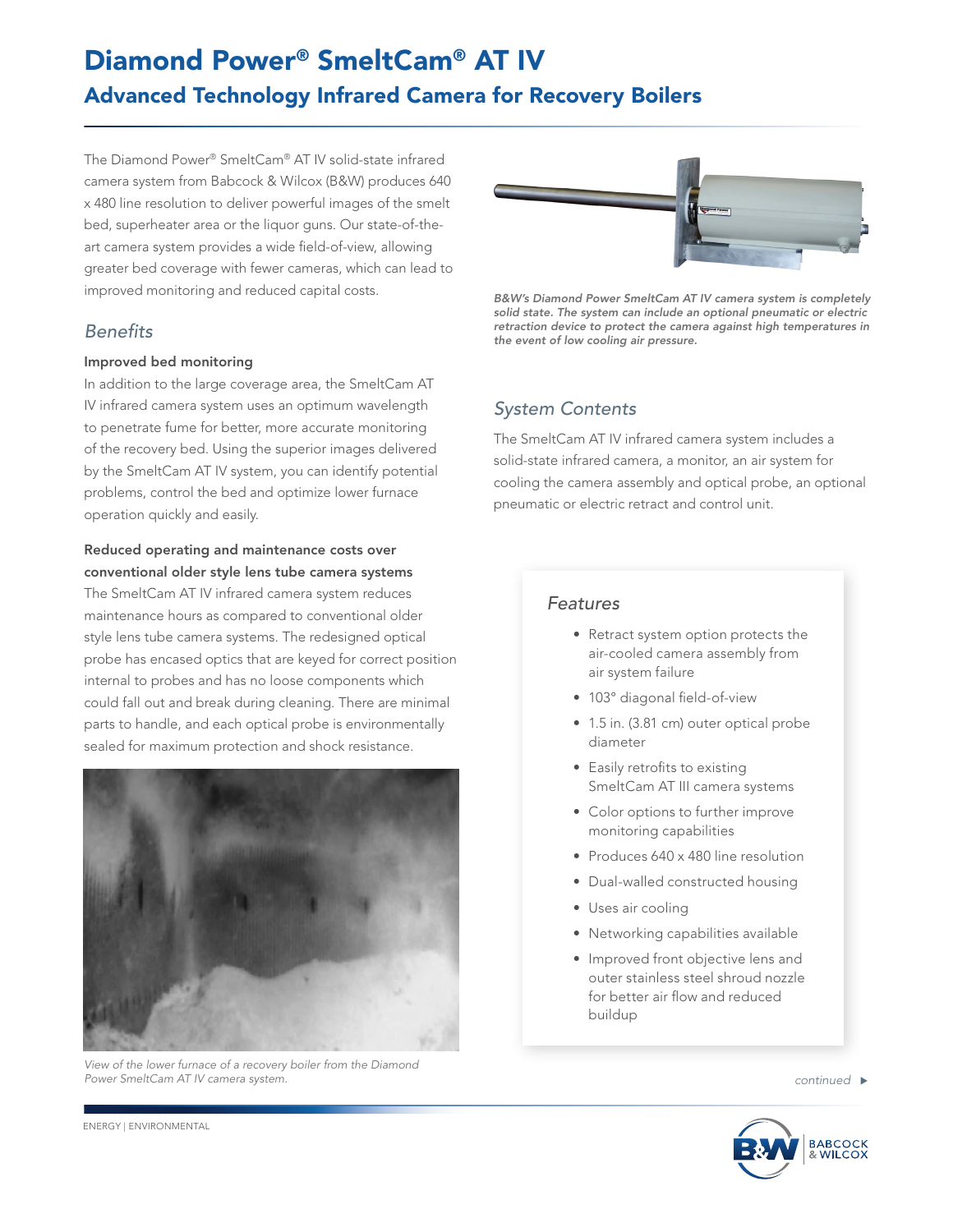# Diamond Power® SmeltCam® AT IV

## Advanced Technology Infrared Camera for Recovery Boilers

The Diamond Power® SmeltCam® AT IV solid-state infrared camera system from Babcock & Wilcox (B&W) produces 640 x 480 line resolution to deliver powerful images of the smelt bed, superheater area or the liquor guns. Our state-of-the-art camera system provides a wide field-of-view, allowing greater bed coverage with fewer cameras, which can lead to improved monitoring and reduced capital costs.

*B&W's Diamond Power SmeltCam AT IV camera system is completely solid state. The system can include an optional pneumatic or electric retraction device to protect the camera against high temperatures in the event of low cooling air pressure.*

### *Benefits*

**Improved bed monitoring**

In addition to the large coverage area, the SmeltCam AT IV infrared camera system uses an optimum wavelength to penetrate fume for better, more accurate monitoring of the recovery bed. Using the superior images delivered by the SmeltCam AT IV system, you can identify potential problems, control the bed and optimize lower furnace operation quickly and easily.

**Reduced operating and maintenance costs over conventional older style lens tube camera systems**

The SmeltCam AT IV infrared camera system reduces maintenance hours as compared to conventional older style lens tube camera systems. The redesigned optical probe has encased optics that are keyed for correct position internal to probes and has no loose components which could fall out and break during cleaning. There are minimal parts to handle, and each optical probe is environmentally sealed for maximum protection and shock resistance.

*View of the lower furnace of a recovery boiler from the Diamond Power SmeltCam AT IV camera system.*

### *System Contents*

The SmeltCam AT IV infrared camera system includes a solid-state infrared camera, a monitor, an air system for cooling the camera assembly and optical probe, an optional pneumatic or electric retract and control unit.

### *Features*

- Retract system option protects the air-cooled camera assembly from air system failure
- 103° diagonal field-of-view
- 1.5 in. (3.81 cm) outer optical probe diameter
- Easily retrofits to existing SmeltCam AT III camera systems
- Color options to further improve monitoring capabilities
- Produces 640 x 480 line resolution
- Dual-walled constructed housing
- Uses air cooling
- Networking capabilities available
- Improved front objective lens and outer stainless steel shroud nozzle for better air flow and reduced buildup

*continued* ►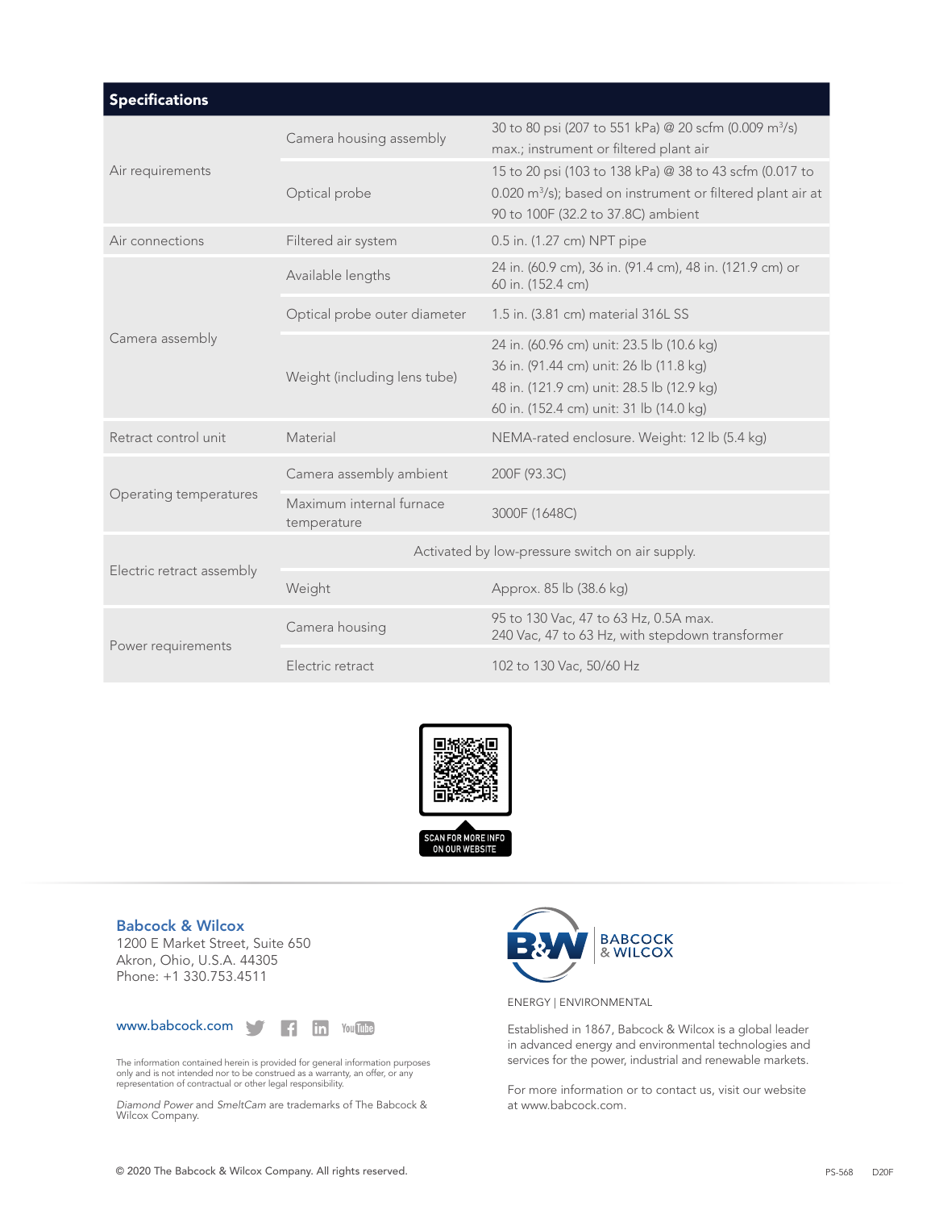| Specifications | | |
|---|---|---|
| Air requirements | Camera housing assembly | 30 to 80 psi (207 to 551 kPa) @ 20 scfm (0.009 $m^3$/s) max.; instrument or filtered plant air |
| | Optical probe | 15 to 20 psi (103 to 138 kPa) @ 38 to 43 scfm (0.017 to 0.020 $m^3$/s); based on instrument or filtered plant air at 90 to 100F (32.2 to 37.8C) ambient |
| Air connections | Filtered air system | 0.5 in. (1.27 cm) NPT pipe |
| Camera assembly | Available lengths | 24 in. (60.9 cm), 36 in. (91.4 cm), 48 in. (121.9 cm) or 60 in. (152.4 cm) |
| | Optical probe outer diameter | 1.5 in. (3.81 cm) material 316L SS |
| | Weight (including lens tube) | 24 in. (60.96 cm) unit: 23.5 lb (10.6 kg)<br>36 in. (91.44 cm) unit: 26 lb (11.8 kg)<br>48 in. (121.9 cm) unit: 28.5 lb (12.9 kg)<br>60 in. (152.4 cm) unit: 31 lb (14.0 kg) |
| Retract control unit | Material | NEMA-rated enclosure. Weight: 12 lb (5.4 kg) |
| Operating temperatures | Camera assembly ambient | 200F (93.3C) |
| | Maximum internal furnace temperature | 3000F (1648C) |
| Electric retract assembly | Activated by low-pressure switch on air supply. | |
| | Weight | Approx. 85 lb (38.6 kg) |
| Power requirements | Camera housing | 95 to 130 Vac, 47 to 63 Hz, 0.5A max.<br>240 Vac, 47 to 63 Hz, with stepdown transformer |
| | Electric retract | 102 to 130 Vac, 50/60 Hz |

SCAN FOR MORE INFO ON OUR WEBSITE

**Babcock & Wilcox**
1200 E Market Street, Suite 650
Akron, Ohio, U.S.A. 44305
Phone: +1 330.753.4511

www.babcock.com

The information contained herein is provided for general information purposes only and is not intended nor to be construed as a warranty, an offer, or any representation of contractual or other legal responsibility.

*Diamond Power* and *SmeltCam* are trademarks of The Babcock & Wilcox Company.

BABCOCK & WILCOX

ENERGY | ENVIRONMENTAL

Established in 1867, Babcock & Wilcox is a global leader in advanced energy and environmental technologies and services for the power, industrial and renewable markets.

For more information or to contact us, visit our website at www.babcock.com.

© 2020 The Babcock & Wilcox Company. All rights reserved.

PS-568 D20F